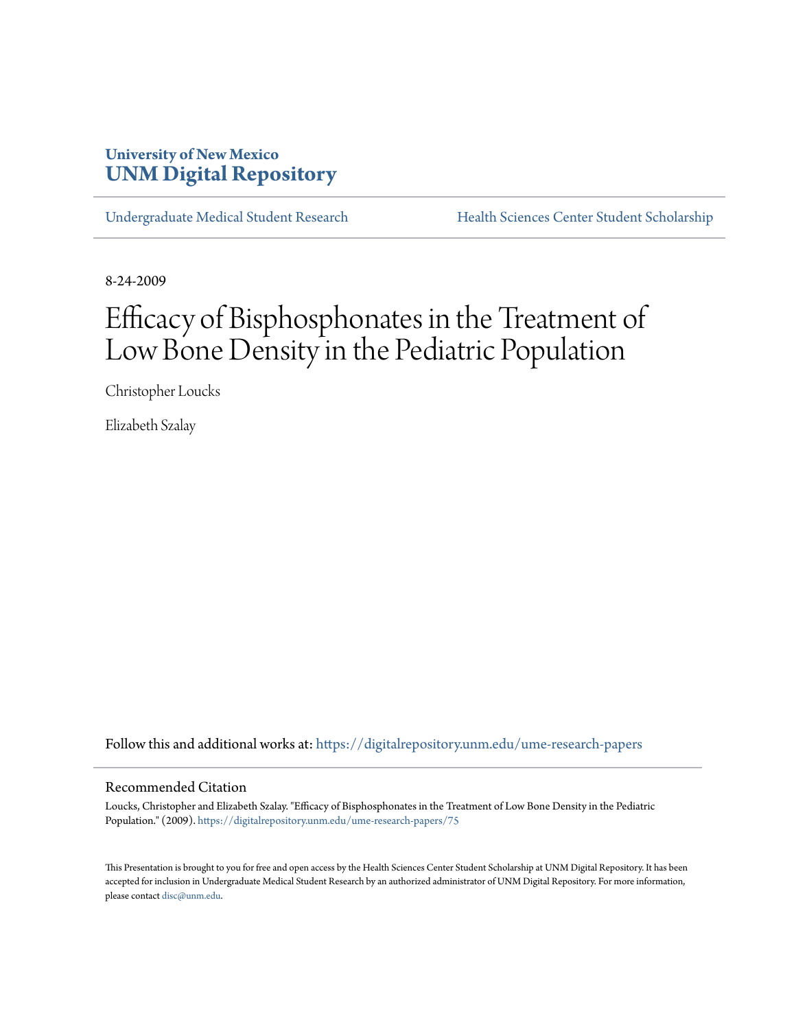University of New Mexico
**UNM Digital Repository**

Undergraduate Medical Student Research | Health Sciences Center Student Scholarship

8-24-2009

# Efficacy of Bisphosphonates in the Treatment of Low Bone Density in the Pediatric Population

Christopher Loucks

Elizabeth Szalay

Follow this and additional works at: https://digitalrepository.unm.edu/ume-research-papers

## Recommended Citation

Loucks, Christopher and Elizabeth Szalay. "Efficacy of Bisphosphonates in the Treatment of Low Bone Density in the Pediatric Population." (2009). https://digitalrepository.unm.edu/ume-research-papers/75

This Presentation is brought to you for free and open access by the Health Sciences Center Student Scholarship at UNM Digital Repository. It has been accepted for inclusion in Undergraduate Medical Student Research by an authorized administrator of UNM Digital Repository. For more information, please contact disc@unm.edu.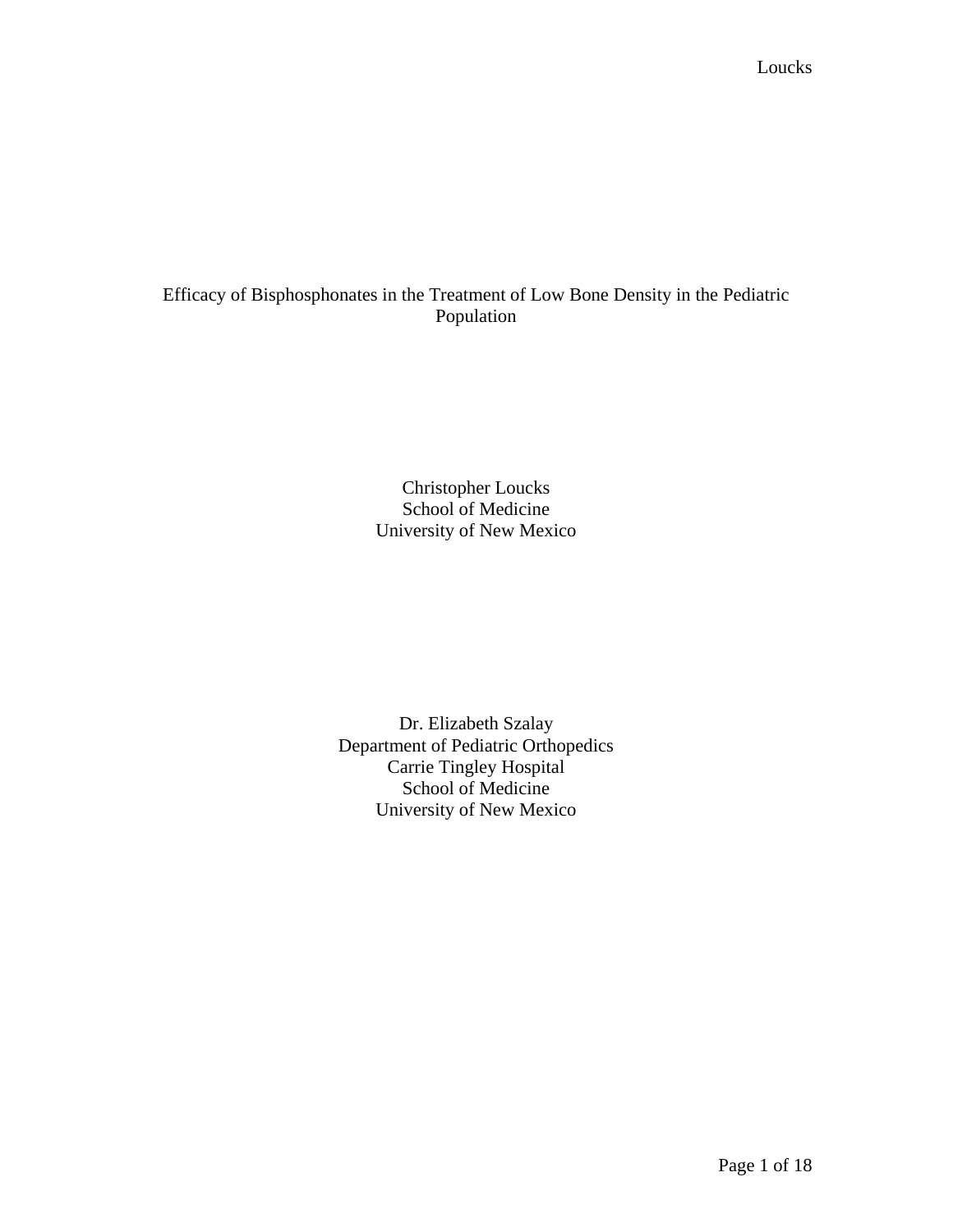# Efficacy of Bisphosphonates in the Treatment of Low Bone Density in the Pediatric Population

Christopher Loucks
School of Medicine
University of New Mexico

Dr. Elizabeth Szalay
Department of Pediatric Orthopedics
Carrie Tingley Hospital
School of Medicine
University of New Mexico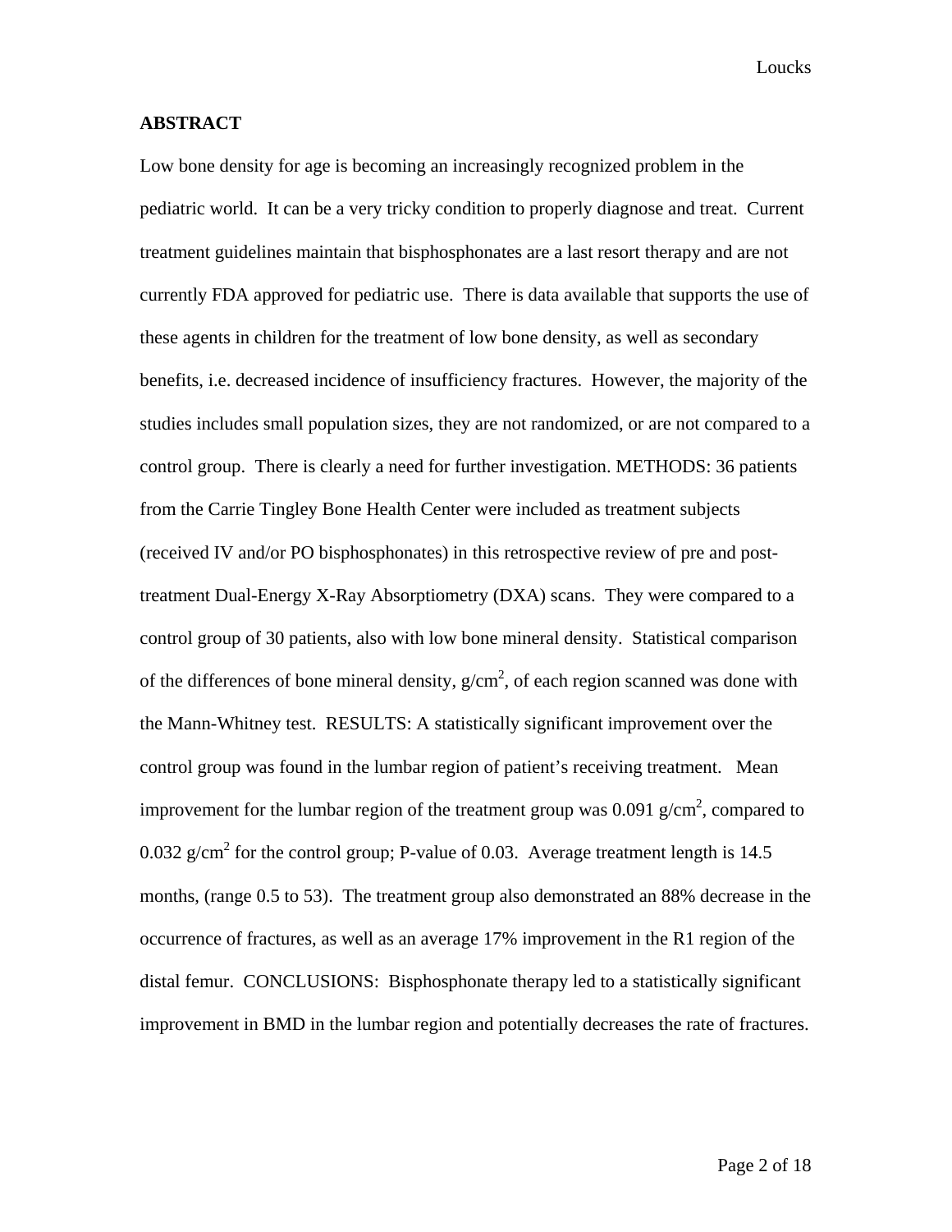## ABSTRACT

Low bone density for age is becoming an increasingly recognized problem in the pediatric world. It can be a very tricky condition to properly diagnose and treat. Current treatment guidelines maintain that bisphosphonates are a last resort therapy and are not currently FDA approved for pediatric use. There is data available that supports the use of these agents in children for the treatment of low bone density, as well as secondary benefits, i.e. decreased incidence of insufficiency fractures. However, the majority of the studies includes small population sizes, they are not randomized, or are not compared to a control group. There is clearly a need for further investigation. METHODS: 36 patients from the Carrie Tingley Bone Health Center were included as treatment subjects (received IV and/or PO bisphosphonates) in this retrospective review of pre and post-treatment Dual-Energy X-Ray Absorptiometry (DXA) scans. They were compared to a control group of 30 patients, also with low bone mineral density. Statistical comparison of the differences of bone mineral density, $g/cm^2$, of each region scanned was done with the Mann-Whitney test. RESULTS: A statistically significant improvement over the control group was found in the lumbar region of patient's receiving treatment. Mean improvement for the lumbar region of the treatment group was 0.091 $g/cm^2$, compared to 0.032 $g/cm^2$ for the control group; P-value of 0.03. Average treatment length is 14.5 months, (range 0.5 to 53). The treatment group also demonstrated an 88% decrease in the occurrence of fractures, as well as an average 17% improvement in the R1 region of the distal femur. CONCLUSIONS: Bisphosphonate therapy led to a statistically significant improvement in BMD in the lumbar region and potentially decreases the rate of fractures.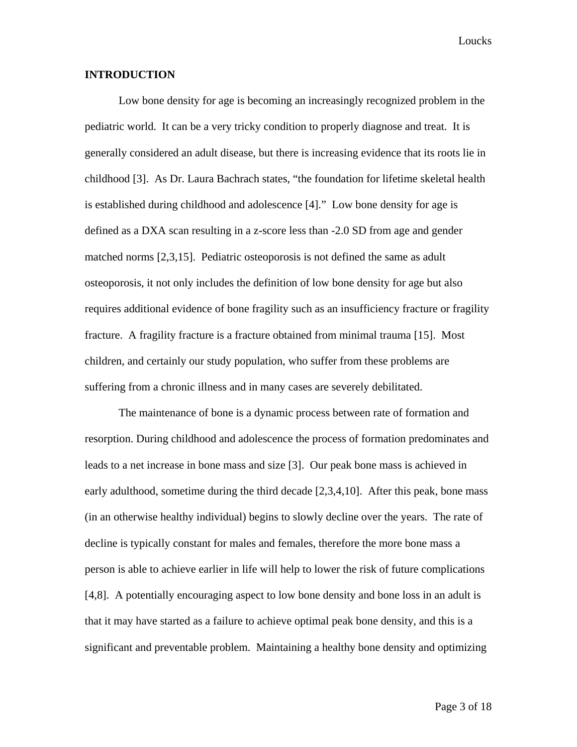## INTRODUCTION

Low bone density for age is becoming an increasingly recognized problem in the pediatric world. It can be a very tricky condition to properly diagnose and treat. It is generally considered an adult disease, but there is increasing evidence that its roots lie in childhood [3]. As Dr. Laura Bachrach states, "the foundation for lifetime skeletal health is established during childhood and adolescence [4]." Low bone density for age is defined as a DXA scan resulting in a z-score less than -2.0 SD from age and gender matched norms [2,3,15]. Pediatric osteoporosis is not defined the same as adult osteoporosis, it not only includes the definition of low bone density for age but also requires additional evidence of bone fragility such as an insufficiency fracture or fragility fracture. A fragility fracture is a fracture obtained from minimal trauma [15]. Most children, and certainly our study population, who suffer from these problems are suffering from a chronic illness and in many cases are severely debilitated.

The maintenance of bone is a dynamic process between rate of formation and resorption. During childhood and adolescence the process of formation predominates and leads to a net increase in bone mass and size [3]. Our peak bone mass is achieved in early adulthood, sometime during the third decade [2,3,4,10]. After this peak, bone mass (in an otherwise healthy individual) begins to slowly decline over the years. The rate of decline is typically constant for males and females, therefore the more bone mass a person is able to achieve earlier in life will help to lower the risk of future complications [4,8]. A potentially encouraging aspect to low bone density and bone loss in an adult is that it may have started as a failure to achieve optimal peak bone density, and this is a significant and preventable problem. Maintaining a healthy bone density and optimizing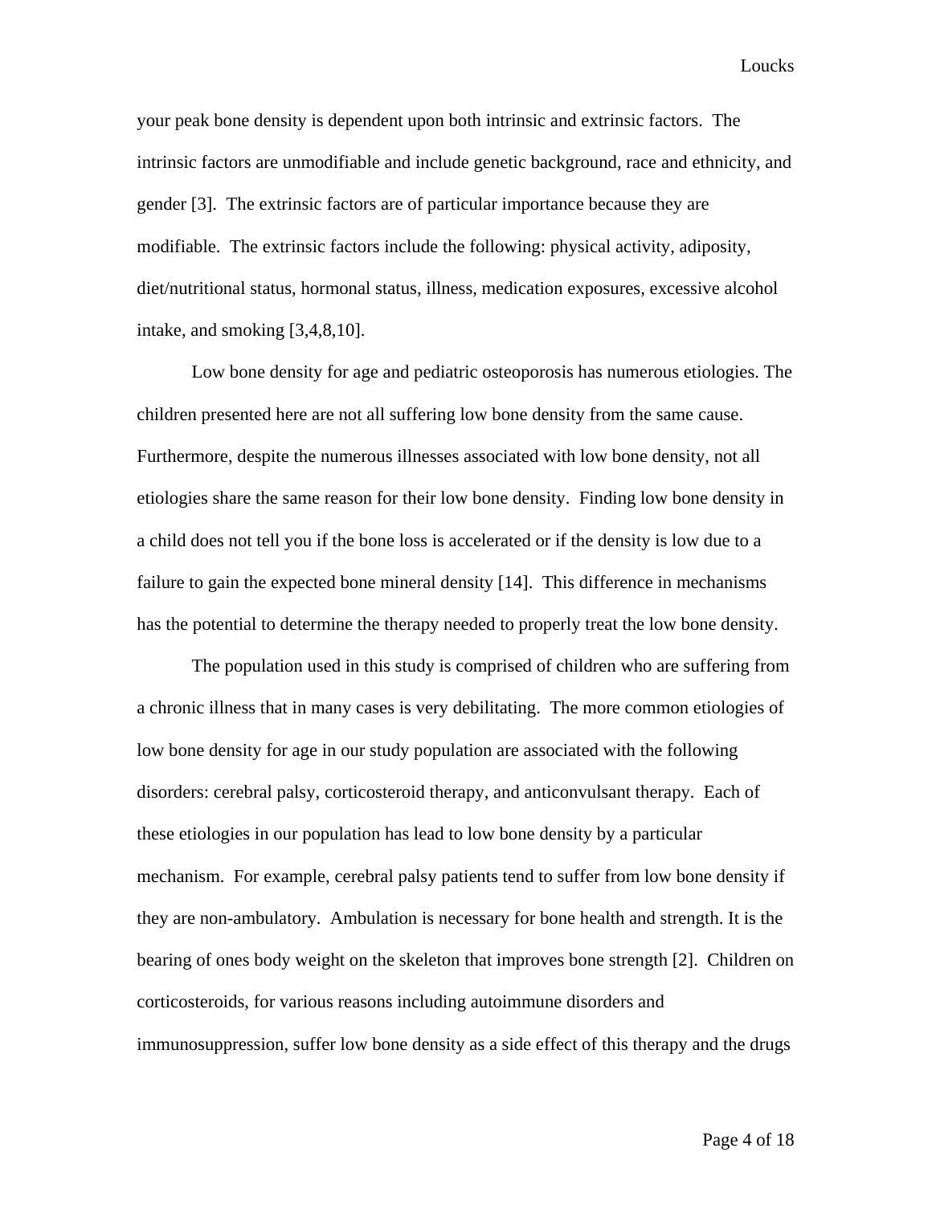your peak bone density is dependent upon both intrinsic and extrinsic factors. The intrinsic factors are unmodifiable and include genetic background, race and ethnicity, and gender [3]. The extrinsic factors are of particular importance because they are modifiable. The extrinsic factors include the following: physical activity, adiposity, diet/nutritional status, hormonal status, illness, medication exposures, excessive alcohol intake, and smoking [3,4,8,10].

Low bone density for age and pediatric osteoporosis has numerous etiologies. The children presented here are not all suffering low bone density from the same cause. Furthermore, despite the numerous illnesses associated with low bone density, not all etiologies share the same reason for their low bone density. Finding low bone density in a child does not tell you if the bone loss is accelerated or if the density is low due to a failure to gain the expected bone mineral density [14]. This difference in mechanisms has the potential to determine the therapy needed to properly treat the low bone density.

The population used in this study is comprised of children who are suffering from a chronic illness that in many cases is very debilitating. The more common etiologies of low bone density for age in our study population are associated with the following disorders: cerebral palsy, corticosteroid therapy, and anticonvulsant therapy. Each of these etiologies in our population has lead to low bone density by a particular mechanism. For example, cerebral palsy patients tend to suffer from low bone density if they are non-ambulatory. Ambulation is necessary for bone health and strength. It is the bearing of ones body weight on the skeleton that improves bone strength [2]. Children on corticosteroids, for various reasons including autoimmune disorders and immunosuppression, suffer low bone density as a side effect of this therapy and the drugs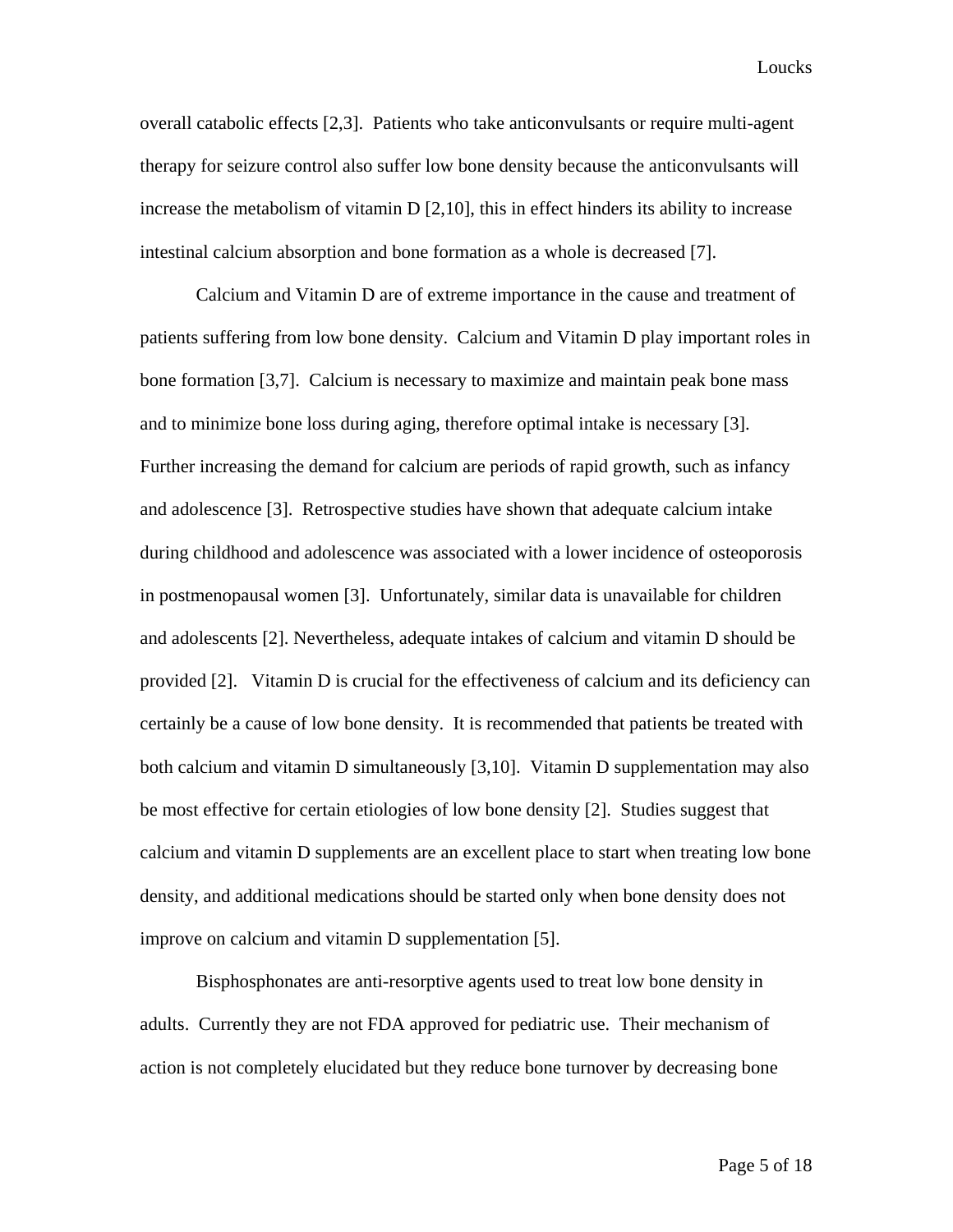overall catabolic effects [2,3]. Patients who take anticonvulsants or require multi-agent therapy for seizure control also suffer low bone density because the anticonvulsants will increase the metabolism of vitamin D [2,10], this in effect hinders its ability to increase intestinal calcium absorption and bone formation as a whole is decreased [7].

Calcium and Vitamin D are of extreme importance in the cause and treatment of patients suffering from low bone density. Calcium and Vitamin D play important roles in bone formation [3,7]. Calcium is necessary to maximize and maintain peak bone mass and to minimize bone loss during aging, therefore optimal intake is necessary [3]. Further increasing the demand for calcium are periods of rapid growth, such as infancy and adolescence [3]. Retrospective studies have shown that adequate calcium intake during childhood and adolescence was associated with a lower incidence of osteoporosis in postmenopausal women [3]. Unfortunately, similar data is unavailable for children and adolescents [2]. Nevertheless, adequate intakes of calcium and vitamin D should be provided [2]. Vitamin D is crucial for the effectiveness of calcium and its deficiency can certainly be a cause of low bone density. It is recommended that patients be treated with both calcium and vitamin D simultaneously [3,10]. Vitamin D supplementation may also be most effective for certain etiologies of low bone density [2]. Studies suggest that calcium and vitamin D supplements are an excellent place to start when treating low bone density, and additional medications should be started only when bone density does not improve on calcium and vitamin D supplementation [5].

Bisphosphonates are anti-resorptive agents used to treat low bone density in adults. Currently they are not FDA approved for pediatric use. Their mechanism of action is not completely elucidated but they reduce bone turnover by decreasing bone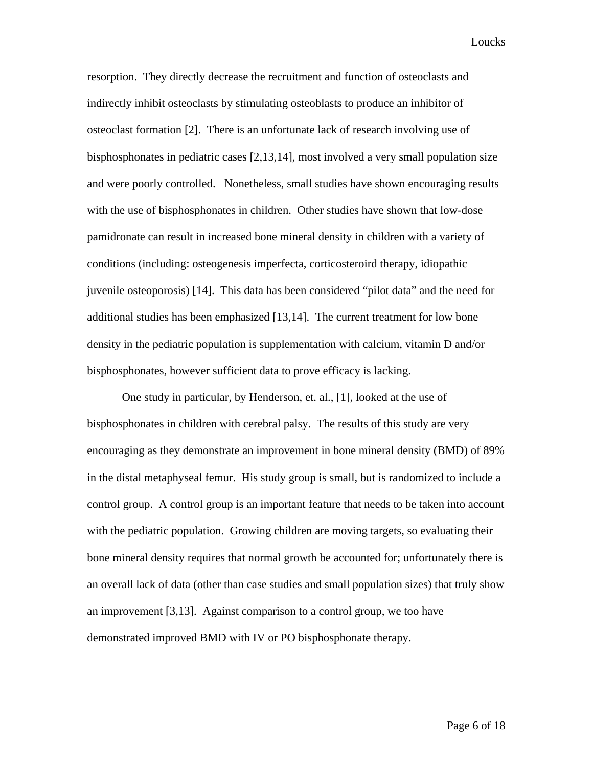resorption. They directly decrease the recruitment and function of osteoclasts and indirectly inhibit osteoclasts by stimulating osteoblasts to produce an inhibitor of osteoclast formation [2]. There is an unfortunate lack of research involving use of bisphosphonates in pediatric cases [2,13,14], most involved a very small population size and were poorly controlled. Nonetheless, small studies have shown encouraging results with the use of bisphosphonates in children. Other studies have shown that low-dose pamidronate can result in increased bone mineral density in children with a variety of conditions (including: osteogenesis imperfecta, corticosteroird therapy, idiopathic juvenile osteoporosis) [14]. This data has been considered "pilot data" and the need for additional studies has been emphasized [13,14]. The current treatment for low bone density in the pediatric population is supplementation with calcium, vitamin D and/or bisphosphonates, however sufficient data to prove efficacy is lacking.

One study in particular, by Henderson, et. al., [1], looked at the use of bisphosphonates in children with cerebral palsy. The results of this study are very encouraging as they demonstrate an improvement in bone mineral density (BMD) of 89% in the distal metaphyseal femur. His study group is small, but is randomized to include a control group. A control group is an important feature that needs to be taken into account with the pediatric population. Growing children are moving targets, so evaluating their bone mineral density requires that normal growth be accounted for; unfortunately there is an overall lack of data (other than case studies and small population sizes) that truly show an improvement [3,13]. Against comparison to a control group, we too have demonstrated improved BMD with IV or PO bisphosphonate therapy.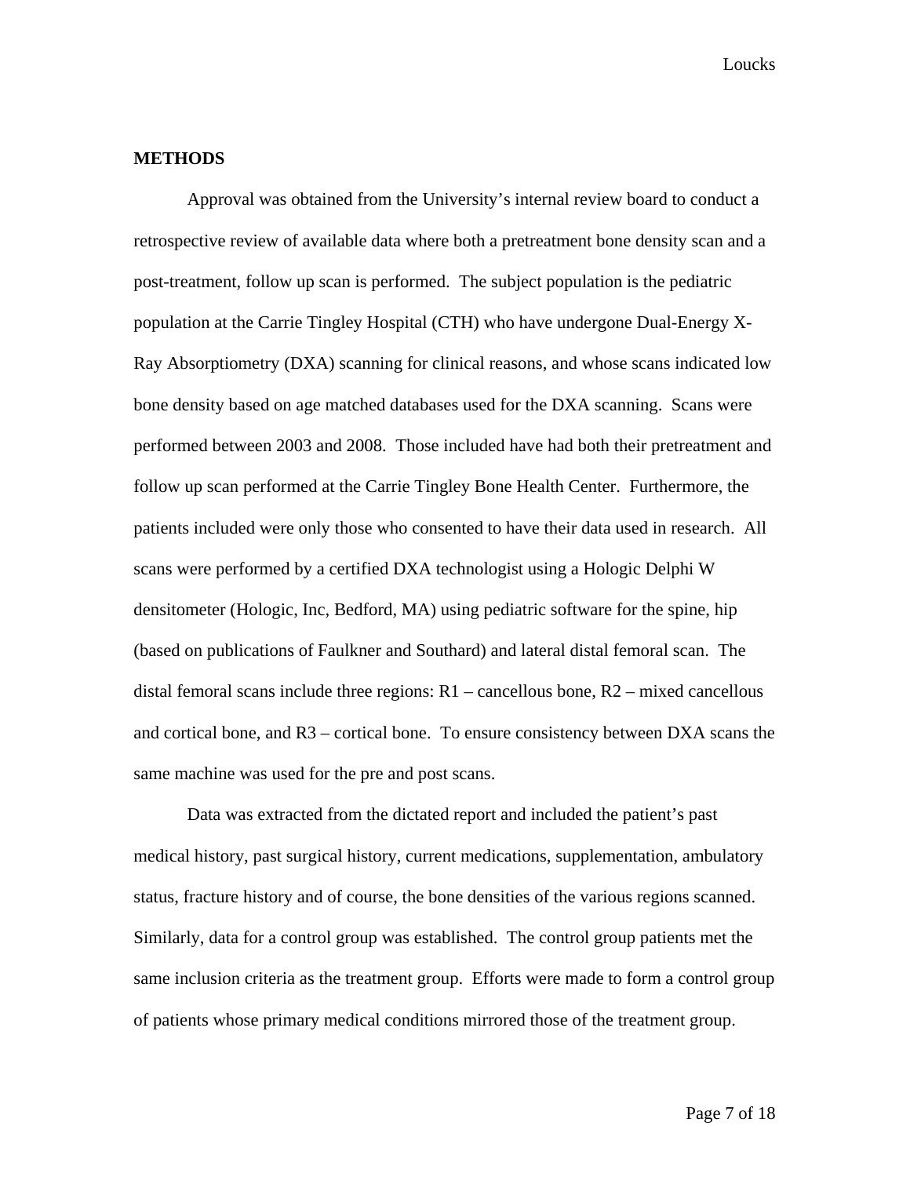## METHODS

Approval was obtained from the University's internal review board to conduct a retrospective review of available data where both a pretreatment bone density scan and a post-treatment, follow up scan is performed. The subject population is the pediatric population at the Carrie Tingley Hospital (CTH) who have undergone Dual-Energy X-Ray Absorptiometry (DXA) scanning for clinical reasons, and whose scans indicated low bone density based on age matched databases used for the DXA scanning. Scans were performed between 2003 and 2008. Those included have had both their pretreatment and follow up scan performed at the Carrie Tingley Bone Health Center. Furthermore, the patients included were only those who consented to have their data used in research. All scans were performed by a certified DXA technologist using a Hologic Delphi W densitometer (Hologic, Inc, Bedford, MA) using pediatric software for the spine, hip (based on publications of Faulkner and Southard) and lateral distal femoral scan. The distal femoral scans include three regions: R1 – cancellous bone, R2 – mixed cancellous and cortical bone, and R3 – cortical bone. To ensure consistency between DXA scans the same machine was used for the pre and post scans.

Data was extracted from the dictated report and included the patient's past medical history, past surgical history, current medications, supplementation, ambulatory status, fracture history and of course, the bone densities of the various regions scanned. Similarly, data for a control group was established. The control group patients met the same inclusion criteria as the treatment group. Efforts were made to form a control group of patients whose primary medical conditions mirrored those of the treatment group.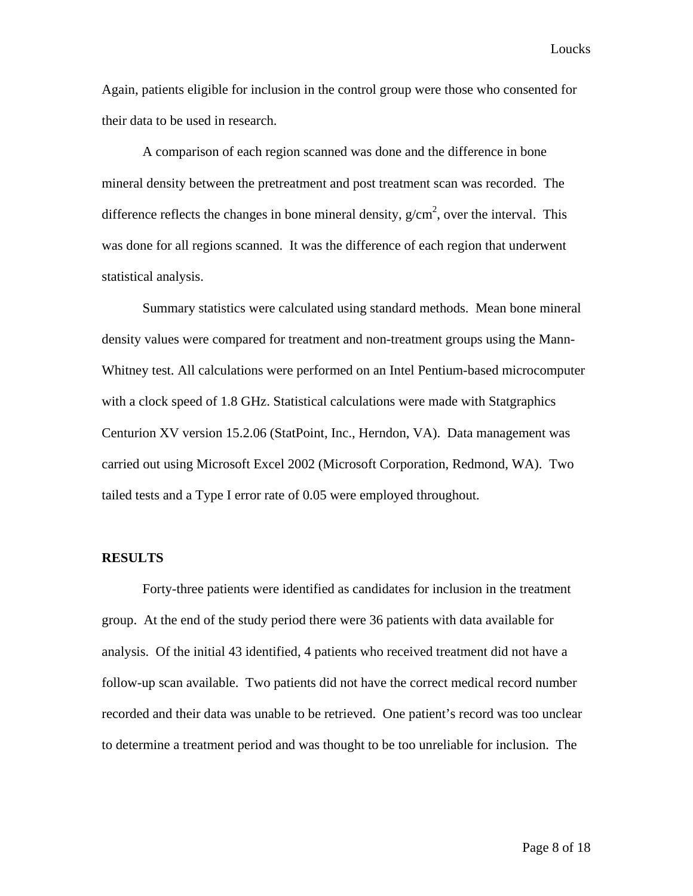Again, patients eligible for inclusion in the control group were those who consented for their data to be used in research.

A comparison of each region scanned was done and the difference in bone mineral density between the pretreatment and post treatment scan was recorded. The difference reflects the changes in bone mineral density, $g/cm^2$, over the interval. This was done for all regions scanned. It was the difference of each region that underwent statistical analysis.

Summary statistics were calculated using standard methods. Mean bone mineral density values were compared for treatment and non-treatment groups using the Mann-Whitney test. All calculations were performed on an Intel Pentium-based microcomputer with a clock speed of 1.8 GHz. Statistical calculations were made with Statgraphics Centurion XV version 15.2.06 (StatPoint, Inc., Herndon, VA). Data management was carried out using Microsoft Excel 2002 (Microsoft Corporation, Redmond, WA). Two tailed tests and a Type I error rate of 0.05 were employed throughout.

## RESULTS

Forty-three patients were identified as candidates for inclusion in the treatment group. At the end of the study period there were 36 patients with data available for analysis. Of the initial 43 identified, 4 patients who received treatment did not have a follow-up scan available. Two patients did not have the correct medical record number recorded and their data was unable to be retrieved. One patient's record was too unclear to determine a treatment period and was thought to be too unreliable for inclusion. The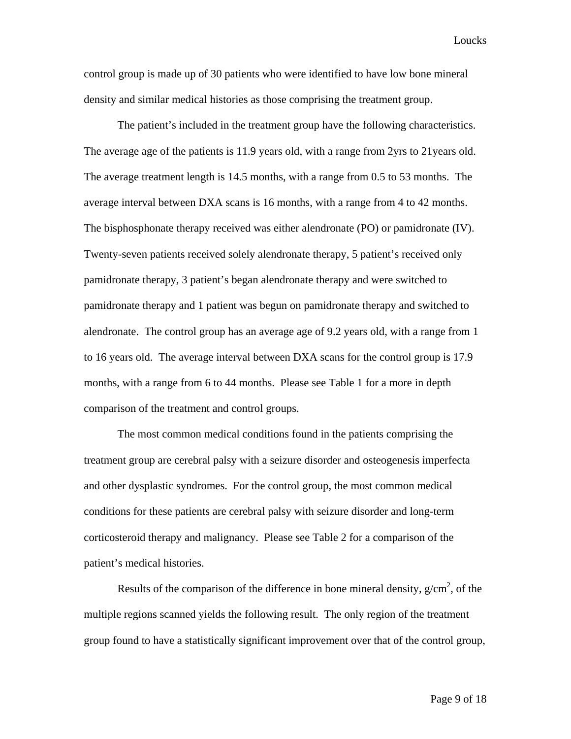control group is made up of 30 patients who were identified to have low bone mineral density and similar medical histories as those comprising the treatment group.

The patient's included in the treatment group have the following characteristics. The average age of the patients is 11.9 years old, with a range from 2yrs to 21years old. The average treatment length is 14.5 months, with a range from 0.5 to 53 months. The average interval between DXA scans is 16 months, with a range from 4 to 42 months. The bisphosphonate therapy received was either alendronate (PO) or pamidronate (IV). Twenty-seven patients received solely alendronate therapy, 5 patient's received only pamidronate therapy, 3 patient's began alendronate therapy and were switched to pamidronate therapy and 1 patient was begun on pamidronate therapy and switched to alendronate. The control group has an average age of 9.2 years old, with a range from 1 to 16 years old. The average interval between DXA scans for the control group is 17.9 months, with a range from 6 to 44 months. Please see Table 1 for a more in depth comparison of the treatment and control groups.

The most common medical conditions found in the patients comprising the treatment group are cerebral palsy with a seizure disorder and osteogenesis imperfecta and other dysplastic syndromes. For the control group, the most common medical conditions for these patients are cerebral palsy with seizure disorder and long-term corticosteroid therapy and malignancy. Please see Table 2 for a comparison of the patient's medical histories.

Results of the comparison of the difference in bone mineral density, $g/cm^2$, of the multiple regions scanned yields the following result. The only region of the treatment group found to have a statistically significant improvement over that of the control group,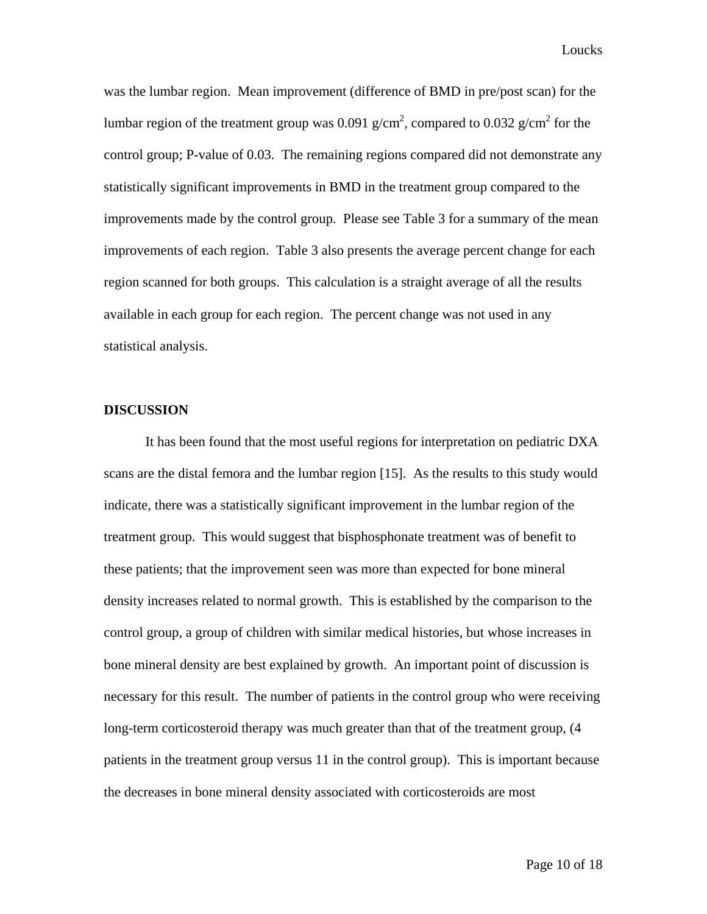was the lumbar region. Mean improvement (difference of BMD in pre/post scan) for the lumbar region of the treatment group was 0.091 g/cm$^2$, compared to 0.032 g/cm$^2$ for the control group; P-value of 0.03. The remaining regions compared did not demonstrate any statistically significant improvements in BMD in the treatment group compared to the improvements made by the control group. Please see Table 3 for a summary of the mean improvements of each region. Table 3 also presents the average percent change for each region scanned for both groups. This calculation is a straight average of all the results available in each group for each region. The percent change was not used in any statistical analysis.

**DISCUSSION**

It has been found that the most useful regions for interpretation on pediatric DXA scans are the distal femora and the lumbar region [15]. As the results to this study would indicate, there was a statistically significant improvement in the lumbar region of the treatment group. This would suggest that bisphosphonate treatment was of benefit to these patients; that the improvement seen was more than expected for bone mineral density increases related to normal growth. This is established by the comparison to the control group, a group of children with similar medical histories, but whose increases in bone mineral density are best explained by growth. An important point of discussion is necessary for this result. The number of patients in the control group who were receiving long-term corticosteroid therapy was much greater than that of the treatment group, (4 patients in the treatment group versus 11 in the control group). This is important because the decreases in bone mineral density associated with corticosteroids are most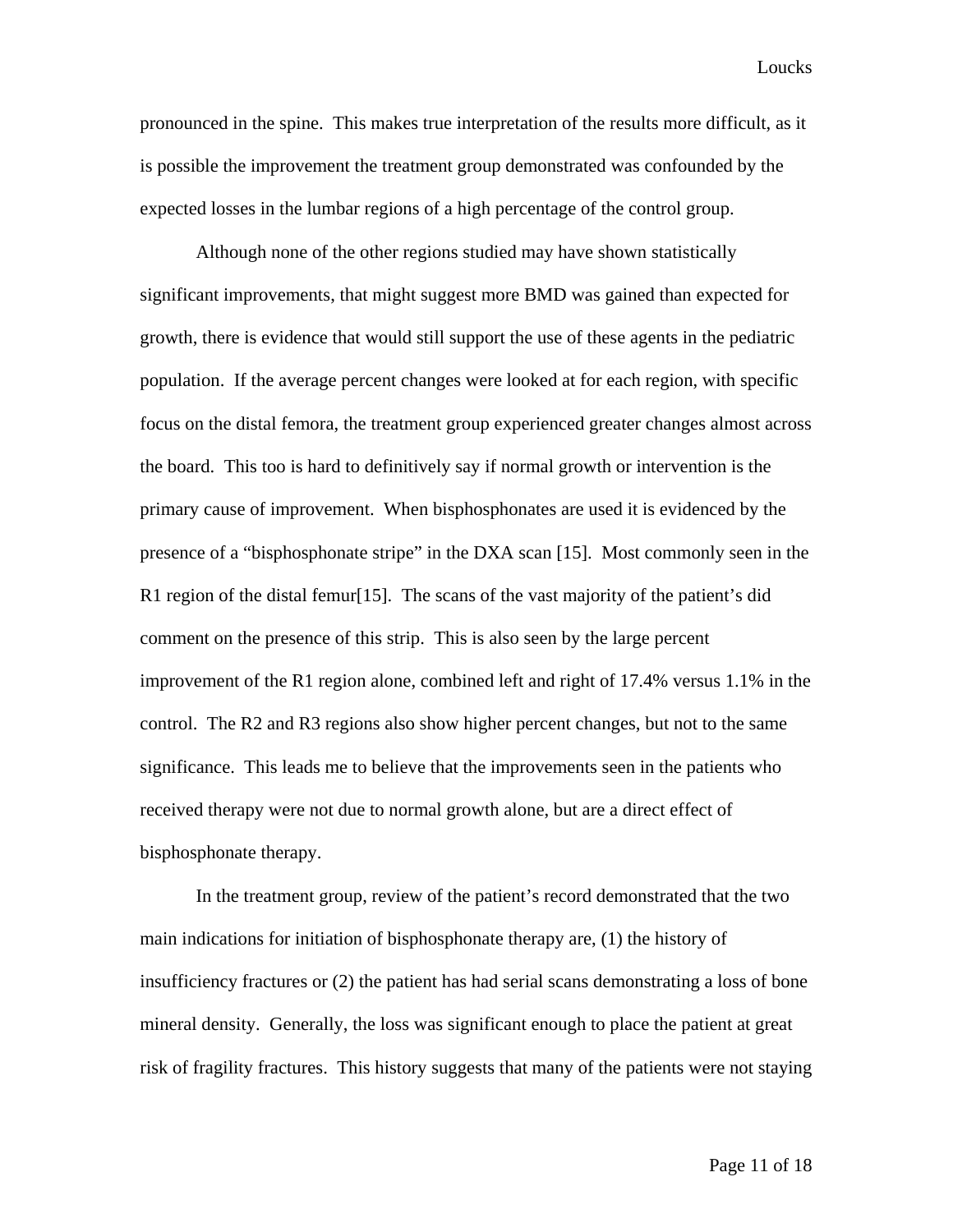pronounced in the spine. This makes true interpretation of the results more difficult, as it is possible the improvement the treatment group demonstrated was confounded by the expected losses in the lumbar regions of a high percentage of the control group.

Although none of the other regions studied may have shown statistically significant improvements, that might suggest more BMD was gained than expected for growth, there is evidence that would still support the use of these agents in the pediatric population. If the average percent changes were looked at for each region, with specific focus on the distal femora, the treatment group experienced greater changes almost across the board. This too is hard to definitively say if normal growth or intervention is the primary cause of improvement. When bisphosphonates are used it is evidenced by the presence of a "bisphosphonate stripe" in the DXA scan [15]. Most commonly seen in the R1 region of the distal femur[15]. The scans of the vast majority of the patient's did comment on the presence of this strip. This is also seen by the large percent improvement of the R1 region alone, combined left and right of 17.4% versus 1.1% in the control. The R2 and R3 regions also show higher percent changes, but not to the same significance. This leads me to believe that the improvements seen in the patients who received therapy were not due to normal growth alone, but are a direct effect of bisphosphonate therapy.

In the treatment group, review of the patient's record demonstrated that the two main indications for initiation of bisphosphonate therapy are, (1) the history of insufficiency fractures or (2) the patient has had serial scans demonstrating a loss of bone mineral density. Generally, the loss was significant enough to place the patient at great risk of fragility fractures. This history suggests that many of the patients were not staying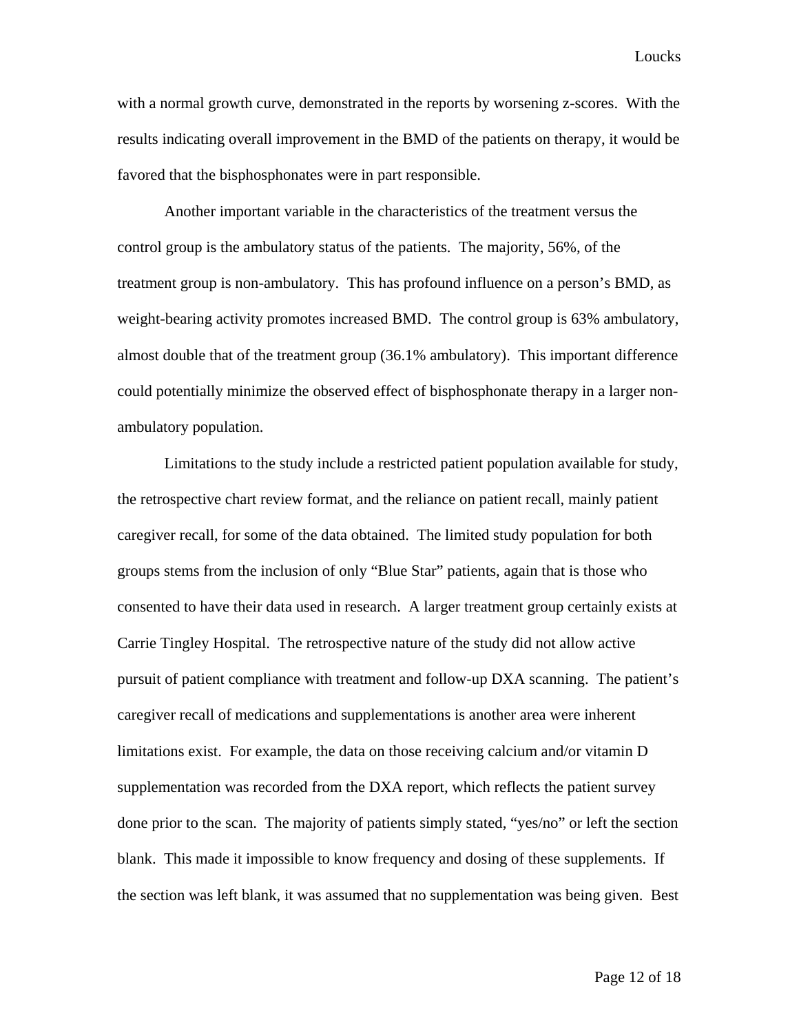with a normal growth curve, demonstrated in the reports by worsening z-scores. With the results indicating overall improvement in the BMD of the patients on therapy, it would be favored that the bisphosphonates were in part responsible.

Another important variable in the characteristics of the treatment versus the control group is the ambulatory status of the patients. The majority, 56%, of the treatment group is non-ambulatory. This has profound influence on a person's BMD, as weight-bearing activity promotes increased BMD. The control group is 63% ambulatory, almost double that of the treatment group (36.1% ambulatory). This important difference could potentially minimize the observed effect of bisphosphonate therapy in a larger non-ambulatory population.

Limitations to the study include a restricted patient population available for study, the retrospective chart review format, and the reliance on patient recall, mainly patient caregiver recall, for some of the data obtained. The limited study population for both groups stems from the inclusion of only "Blue Star" patients, again that is those who consented to have their data used in research. A larger treatment group certainly exists at Carrie Tingley Hospital. The retrospective nature of the study did not allow active pursuit of patient compliance with treatment and follow-up DXA scanning. The patient's caregiver recall of medications and supplementations is another area were inherent limitations exist. For example, the data on those receiving calcium and/or vitamin D supplementation was recorded from the DXA report, which reflects the patient survey done prior to the scan. The majority of patients simply stated, "yes/no" or left the section blank. This made it impossible to know frequency and dosing of these supplements. If the section was left blank, it was assumed that no supplementation was being given. Best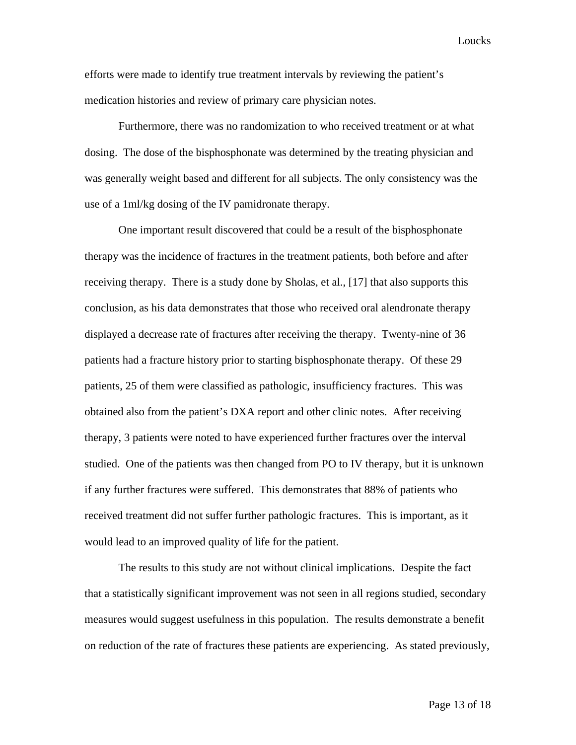efforts were made to identify true treatment intervals by reviewing the patient's medication histories and review of primary care physician notes.

Furthermore, there was no randomization to who received treatment or at what dosing. The dose of the bisphosphonate was determined by the treating physician and was generally weight based and different for all subjects. The only consistency was the use of a 1ml/kg dosing of the IV pamidronate therapy.

One important result discovered that could be a result of the bisphosphonate therapy was the incidence of fractures in the treatment patients, both before and after receiving therapy. There is a study done by Sholas, et al., [17] that also supports this conclusion, as his data demonstrates that those who received oral alendronate therapy displayed a decrease rate of fractures after receiving the therapy. Twenty-nine of 36 patients had a fracture history prior to starting bisphosphonate therapy. Of these 29 patients, 25 of them were classified as pathologic, insufficiency fractures. This was obtained also from the patient's DXA report and other clinic notes. After receiving therapy, 3 patients were noted to have experienced further fractures over the interval studied. One of the patients was then changed from PO to IV therapy, but it is unknown if any further fractures were suffered. This demonstrates that 88% of patients who received treatment did not suffer further pathologic fractures. This is important, as it would lead to an improved quality of life for the patient.

The results to this study are not without clinical implications. Despite the fact that a statistically significant improvement was not seen in all regions studied, secondary measures would suggest usefulness in this population. The results demonstrate a benefit on reduction of the rate of fractures these patients are experiencing. As stated previously,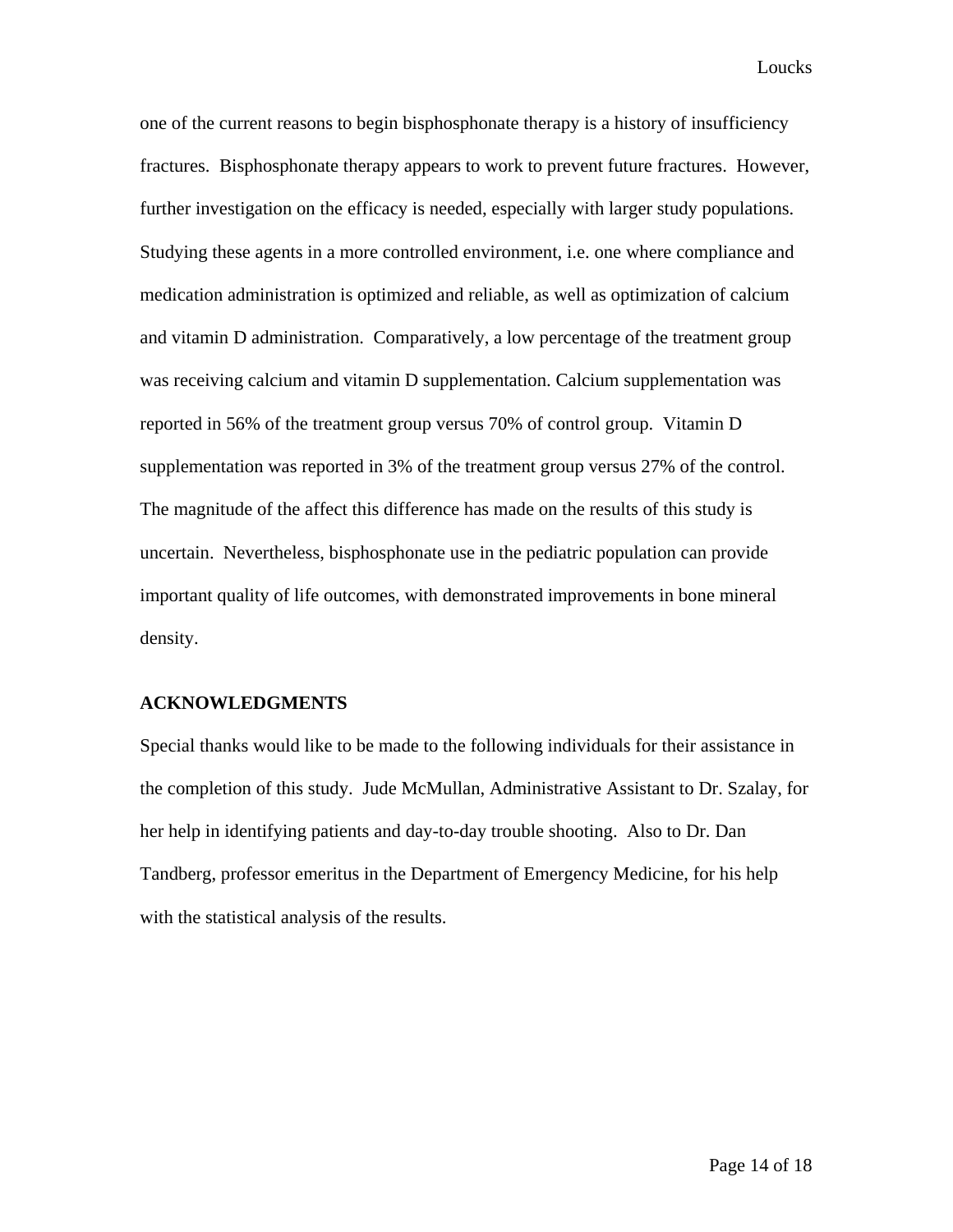one of the current reasons to begin bisphosphonate therapy is a history of insufficiency fractures. Bisphosphonate therapy appears to work to prevent future fractures. However, further investigation on the efficacy is needed, especially with larger study populations. Studying these agents in a more controlled environment, i.e. one where compliance and medication administration is optimized and reliable, as well as optimization of calcium and vitamin D administration. Comparatively, a low percentage of the treatment group was receiving calcium and vitamin D supplementation. Calcium supplementation was reported in 56% of the treatment group versus 70% of control group. Vitamin D supplementation was reported in 3% of the treatment group versus 27% of the control. The magnitude of the affect this difference has made on the results of this study is uncertain. Nevertheless, bisphosphonate use in the pediatric population can provide important quality of life outcomes, with demonstrated improvements in bone mineral density.

## ACKNOWLEDGMENTS

Special thanks would like to be made to the following individuals for their assistance in the completion of this study. Jude McMullan, Administrative Assistant to Dr. Szalay, for her help in identifying patients and day-to-day trouble shooting. Also to Dr. Dan Tandberg, professor emeritus in the Department of Emergency Medicine, for his help with the statistical analysis of the results.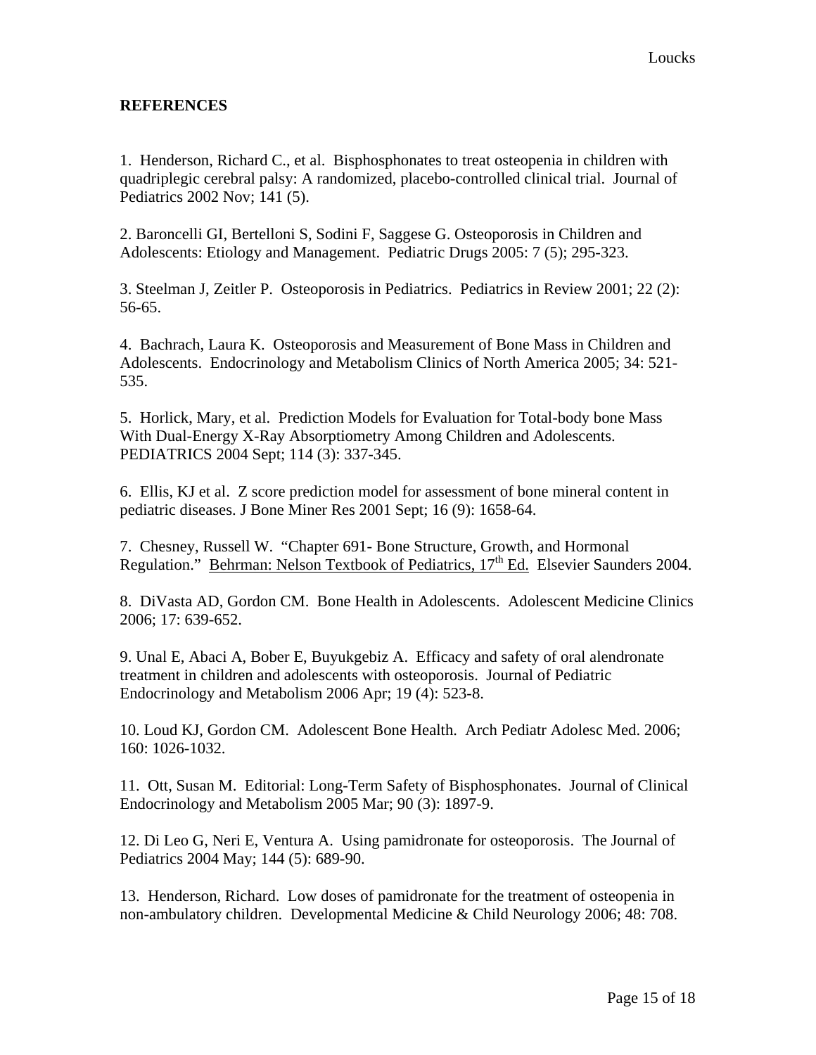**REFERENCES**

1. Henderson, Richard C., et al. Bisphosphonates to treat osteopenia in children with quadriplegic cerebral palsy: A randomized, placebo-controlled clinical trial. Journal of Pediatrics 2002 Nov; 141 (5).

2. Baroncelli GI, Bertelloni S, Sodini F, Saggese G. Osteoporosis in Children and Adolescents: Etiology and Management. Pediatric Drugs 2005: 7 (5); 295-323.

3. Steelman J, Zeitler P. Osteoporosis in Pediatrics. Pediatrics in Review 2001; 22 (2): 56-65.

4. Bachrach, Laura K. Osteoporosis and Measurement of Bone Mass in Children and Adolescents. Endocrinology and Metabolism Clinics of North America 2005; 34: 521-535.

5. Horlick, Mary, et al. Prediction Models for Evaluation for Total-body bone Mass With Dual-Energy X-Ray Absorptiometry Among Children and Adolescents. PEDIATRICS 2004 Sept; 114 (3): 337-345.

6. Ellis, KJ et al. Z score prediction model for assessment of bone mineral content in pediatric diseases. J Bone Miner Res 2001 Sept; 16 (9): 1658-64.

7. Chesney, Russell W. "Chapter 691- Bone Structure, Growth, and Hormonal Regulation." Behrman: Nelson Textbook of Pediatrics, 17th Ed. Elsevier Saunders 2004.

8. DiVasta AD, Gordon CM. Bone Health in Adolescents. Adolescent Medicine Clinics 2006; 17: 639-652.

9. Unal E, Abaci A, Bober E, Buyukgebiz A. Efficacy and safety of oral alendronate treatment in children and adolescents with osteoporosis. Journal of Pediatric Endocrinology and Metabolism 2006 Apr; 19 (4): 523-8.

10. Loud KJ, Gordon CM. Adolescent Bone Health. Arch Pediatr Adolesc Med. 2006; 160: 1026-1032.

11. Ott, Susan M. Editorial: Long-Term Safety of Bisphosphonates. Journal of Clinical Endocrinology and Metabolism 2005 Mar; 90 (3): 1897-9.

12. Di Leo G, Neri E, Ventura A. Using pamidronate for osteoporosis. The Journal of Pediatrics 2004 May; 144 (5): 689-90.

13. Henderson, Richard. Low doses of pamidronate for the treatment of osteopenia in non-ambulatory children. Developmental Medicine & Child Neurology 2006; 48: 708.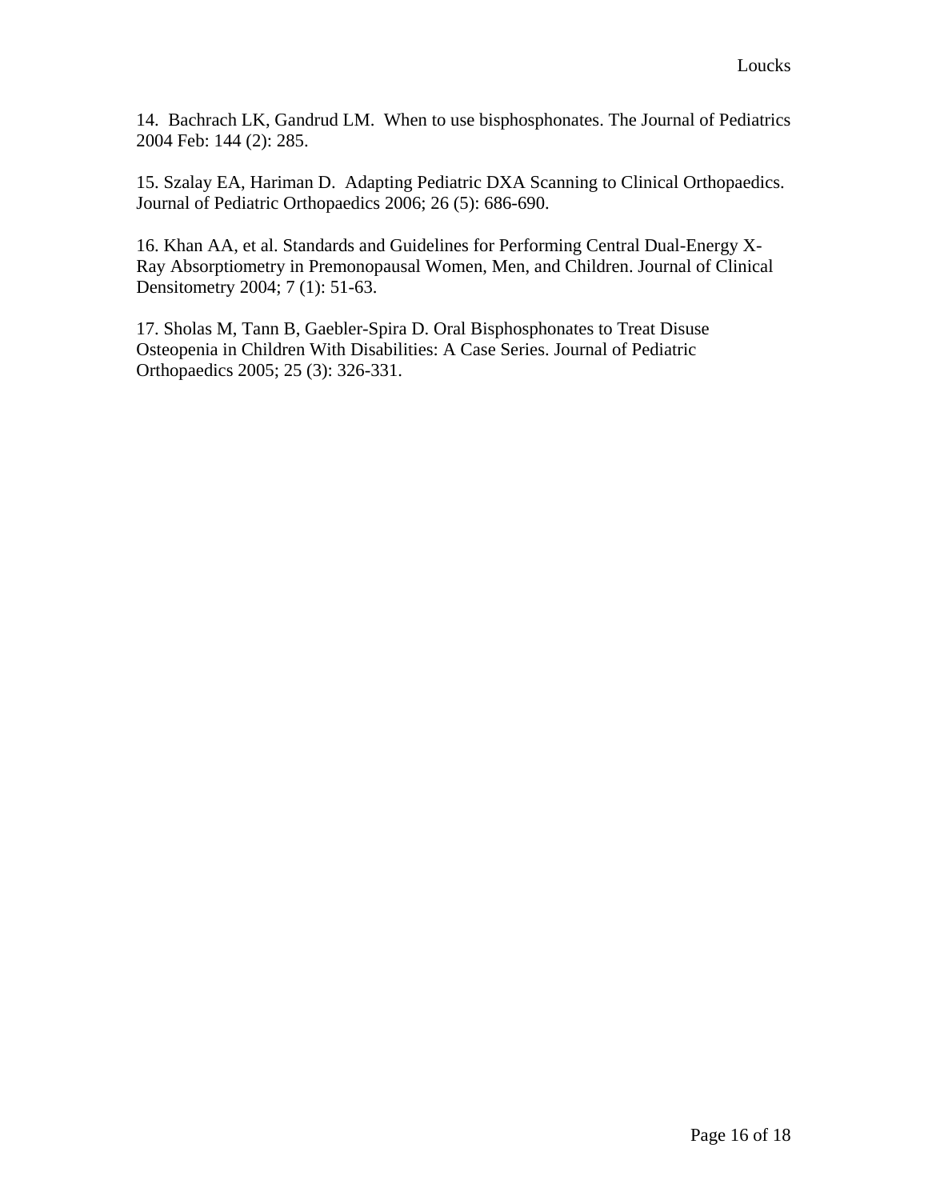14. Bachrach LK, Gandrud LM. When to use bisphosphonates. The Journal of Pediatrics 2004 Feb: 144 (2): 285.

15. Szalay EA, Hariman D. Adapting Pediatric DXA Scanning to Clinical Orthopaedics. Journal of Pediatric Orthopaedics 2006; 26 (5): 686-690.

16. Khan AA, et al. Standards and Guidelines for Performing Central Dual-Energy X-Ray Absorptiometry in Premonopausal Women, Men, and Children. Journal of Clinical Densitometry 2004; 7 (1): 51-63.

17. Sholas M, Tann B, Gaebler-Spira D. Oral Bisphosphonates to Treat Disuse Osteopenia in Children With Disabilities: A Case Series. Journal of Pediatric Orthopaedics 2005; 25 (3): 326-331.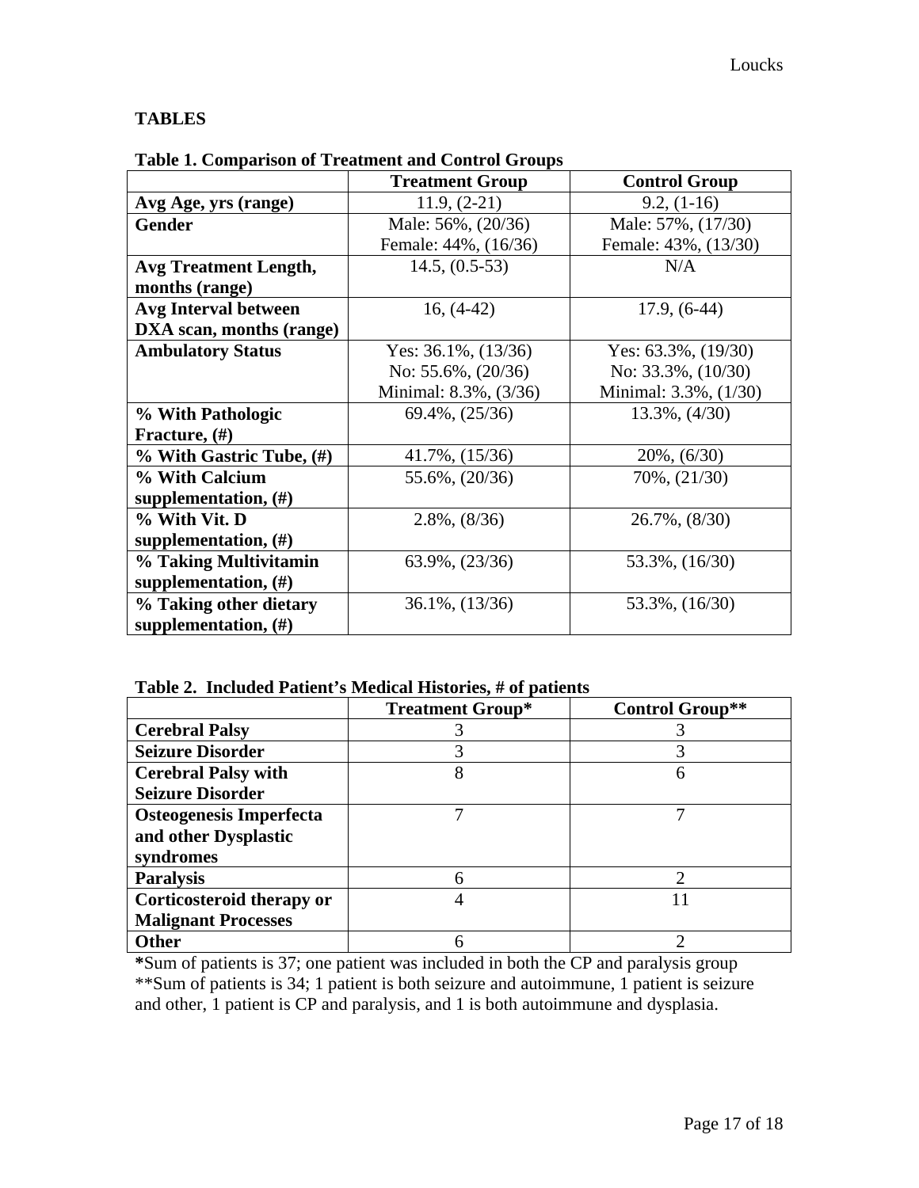## TABLES

**Table 1. Comparison of Treatment and Control Groups**

| | **Treatment Group** | **Control Group** |
|---|---|---|
| **Avg Age, yrs (range)** | 11.9, (2-21) | 9.2, (1-16) |
| **Gender** | Male: 56%, (20/36)<br>Female: 44%, (16/36) | Male: 57%, (17/30)<br>Female: 43%, (13/30) |
| **Avg Treatment Length, months (range)** | 14.5, (0.5-53) | N/A |
| **Avg Interval between DXA scan, months (range)** | 16, (4-42) | 17.9, (6-44) |
| **Ambulatory Status** | Yes: 36.1%, (13/36)<br>No: 55.6%, (20/36)<br>Minimal: 8.3%, (3/36) | Yes: 63.3%, (19/30)<br>No: 33.3%, (10/30)<br>Minimal: 3.3%, (1/30) |
| **% With Pathologic Fracture, (#)** | 69.4%, (25/36) | 13.3%, (4/30) |
| **% With Gastric Tube, (#)** | 41.7%, (15/36) | 20%, (6/30) |
| **% With Calcium supplementation, (#)** | 55.6%, (20/36) | 70%, (21/30) |
| **% With Vit. D supplementation, (#)** | 2.8%, (8/36) | 26.7%, (8/30) |
| **% Taking Multivitamin supplementation, (#)** | 63.9%, (23/36) | 53.3%, (16/30) |
| **% Taking other dietary supplementation, (#)** | 36.1%, (13/36) | 53.3%, (16/30) |

**Table 2. Included Patient's Medical Histories, # of patients**

| | **Treatment Group*** | **Control Group**** |
|---|---|---|
| **Cerebral Palsy** | 3 | 3 |
| **Seizure Disorder** | 3 | 3 |
| **Cerebral Palsy with Seizure Disorder** | 8 | 6 |
| **Osteogenesis Imperfecta and other Dysplastic syndromes** | 7 | 7 |
| **Paralysis** | 6 | 2 |
| **Corticosteroid therapy or Malignant Processes** | 4 | 11 |
| **Other** | 6 | 2 |

**\***Sum of patients is 37; one patient was included in both the CP and paralysis group
\*\*Sum of patients is 34; 1 patient is both seizure and autoimmune, 1 patient is seizure and other, 1 patient is CP and paralysis, and 1 is both autoimmune and dysplasia.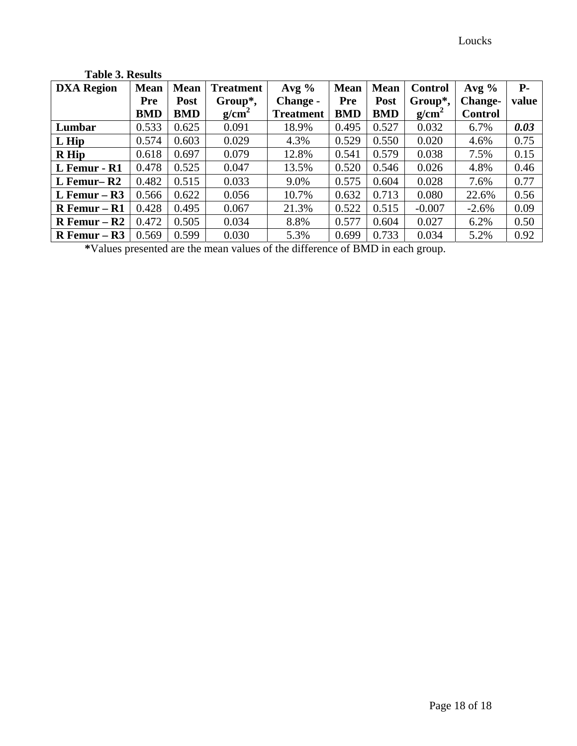**Table 3. Results**

| DXA Region | Mean Pre BMD | Mean Post BMD | Treatment Group*, $g/cm^2$ | Avg % Change - Treatment | Mean Pre BMD | Mean Post BMD | Control Group*, $g/cm^2$ | Avg % Change- Control | P-value |
|---|---|---|---|---|---|---|---|---|---|
| **Lumbar** | 0.533 | 0.625 | 0.091 | 18.9% | 0.495 | 0.527 | 0.032 | 6.7% | ***0.03*** |
| **L Hip** | 0.574 | 0.603 | 0.029 | 4.3% | 0.529 | 0.550 | 0.020 | 4.6% | 0.75 |
| **R Hip** | 0.618 | 0.697 | 0.079 | 12.8% | 0.541 | 0.579 | 0.038 | 7.5% | 0.15 |
| **L Femur - R1** | 0.478 | 0.525 | 0.047 | 13.5% | 0.520 | 0.546 | 0.026 | 4.8% | 0.46 |
| **L Femur– R2** | 0.482 | 0.515 | 0.033 | 9.0% | 0.575 | 0.604 | 0.028 | 7.6% | 0.77 |
| **L Femur – R3** | 0.566 | 0.622 | 0.056 | 10.7% | 0.632 | 0.713 | 0.080 | 22.6% | 0.56 |
| **R Femur – R1** | 0.428 | 0.495 | 0.067 | 21.3% | 0.522 | 0.515 | -0.007 | -2.6% | 0.09 |
| **R Femur – R2** | 0.472 | 0.505 | 0.034 | 8.8% | 0.577 | 0.604 | 0.027 | 6.2% | 0.50 |
| **R Femur – R3** | 0.569 | 0.599 | 0.030 | 5.3% | 0.699 | 0.733 | 0.034 | 5.2% | 0.92 |

**\***Values presented are the mean values of the difference of BMD in each group.